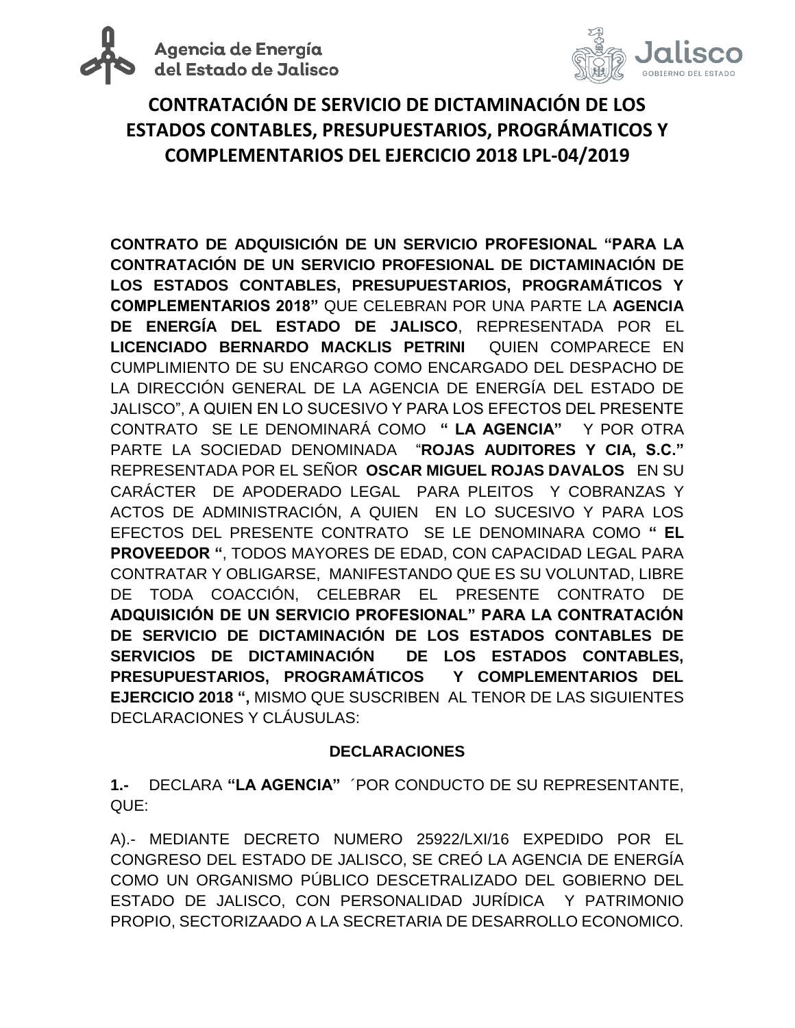Agencia de Energía del Estado de Jalisco

Jalisco GOBIERNO DEL ESTADO

# CONTRATACIÓN DE SERVICIO DE DICTAMINACIÓN DE LOS ESTADOS CONTABLES, PRESUPUESTARIOS, PROGRÁMATICOS Y COMPLEMENTARIOS DEL EJERCICIO 2018 LPL-04/2019

**CONTRATO DE ADQUISICIÓN DE UN SERVICIO PROFESIONAL "PARA LA CONTRATACIÓN DE UN SERVICIO PROFESIONAL DE DICTAMINACIÓN DE LOS ESTADOS CONTABLES, PRESUPUESTARIOS, PROGRAMÁTICOS Y COMPLEMENTARIOS 2018"** QUE CELEBRAN POR UNA PARTE LA **AGENCIA DE ENERGÍA DEL ESTADO DE JALISCO**, REPRESENTADA POR EL **LICENCIADO BERNARDO MACKLIS PETRINI** QUIEN COMPARECE EN CUMPLIMIENTO DE SU ENCARGO COMO ENCARGADO DEL DESPACHO DE LA DIRECCIÓN GENERAL DE LA AGENCIA DE ENERGÍA DEL ESTADO DE JALISCO", A QUIEN EN LO SUCESIVO Y PARA LOS EFECTOS DEL PRESENTE CONTRATO SE LE DENOMINARÁ COMO **" LA AGENCIA"** Y POR OTRA PARTE LA SOCIEDAD DENOMINADA "**ROJAS AUDITORES Y CIA, S.C."** REPRESENTADA POR EL SEÑOR **OSCAR MIGUEL ROJAS DAVALOS** EN SU CARÁCTER DE APODERADO LEGAL PARA PLEITOS Y COBRANZAS Y ACTOS DE ADMINISTRACIÓN, A QUIEN EN LO SUCESIVO Y PARA LOS EFECTOS DEL PRESENTE CONTRATO SE LE DENOMINARA COMO **" EL PROVEEDOR "**, TODOS MAYORES DE EDAD, CON CAPACIDAD LEGAL PARA CONTRATAR Y OBLIGARSE, MANIFESTANDO QUE ES SU VOLUNTAD, LIBRE DE TODA COACCIÓN, CELEBRAR EL PRESENTE CONTRATO DE **ADQUISICIÓN DE UN SERVICIO PROFESIONAL" PARA LA CONTRATACIÓN DE SERVICIO DE DICTAMINACIÓN DE LOS ESTADOS CONTABLES DE SERVICIOS DE DICTAMINACIÓN DE LOS ESTADOS CONTABLES, PRESUPUESTARIOS, PROGRAMÁTICOS Y COMPLEMENTARIOS DEL EJERCICIO 2018 ",** MISMO QUE SUSCRIBEN AL TENOR DE LAS SIGUIENTES DECLARACIONES Y CLÁUSULAS:

## DECLARACIONES

**1.-** DECLARA **"LA AGENCIA"** ´POR CONDUCTO DE SU REPRESENTANTE, QUE:

A).- MEDIANTE DECRETO NUMERO 25922/LXI/16 EXPEDIDO POR EL CONGRESO DEL ESTADO DE JALISCO, SE CREÓ LA AGENCIA DE ENERGÍA COMO UN ORGANISMO PÚBLICO DESCETRALIZADO DEL GOBIERNO DEL ESTADO DE JALISCO, CON PERSONALIDAD JURÍDICA Y PATRIMONIO PROPIO, SECTORIZAADO A LA SECRETARIA DE DESARROLLO ECONOMICO.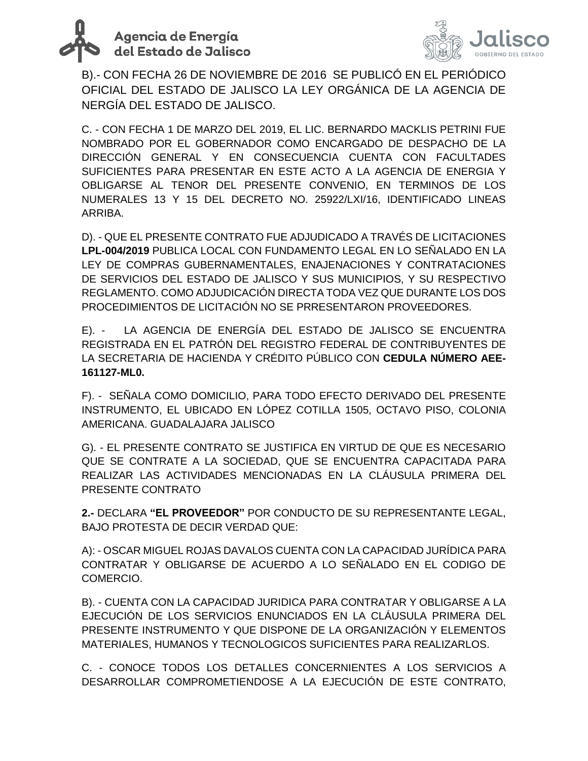B).- CON FECHA 26 DE NOVIEMBRE DE 2016 SE PUBLICÓ EN EL PERIÓDICO OFICIAL DEL ESTADO DE JALISCO LA LEY ORGÁNICA DE LA AGENCIA DE NERGÍA DEL ESTADO DE JALISCO.

C. - CON FECHA 1 DE MARZO DEL 2019, EL LIC. BERNARDO MACKLIS PETRINI FUE NOMBRADO POR EL GOBERNADOR COMO ENCARGADO DE DESPACHO DE LA DIRECCIÓN GENERAL Y EN CONSECUENCIA CUENTA CON FACULTADES SUFICIENTES PARA PRESENTAR EN ESTE ACTO A LA AGENCIA DE ENERGIA Y OBLIGARSE AL TENOR DEL PRESENTE CONVENIO, EN TERMINOS DE LOS NUMERALES 13 Y 15 DEL DECRETO NO. 25922/LXI/16, IDENTIFICADO LINEAS ARRIBA.

D). - QUE EL PRESENTE CONTRATO FUE ADJUDICADO A TRAVÉS DE LICITACIONES **LPL-004/2019** PUBLICA LOCAL CON FUNDAMENTO LEGAL EN LO SEÑALADO EN LA LEY DE COMPRAS GUBERNAMENTALES, ENAJENACIONES Y CONTRATACIONES DE SERVICIOS DEL ESTADO DE JALISCO Y SUS MUNICIPIOS, Y SU RESPECTIVO REGLAMENTO. COMO ADJUDICACIÓN DIRECTA TODA VEZ QUE DURANTE LOS DOS PROCEDIMIENTOS DE LICITACIÓN NO SE PRRESENTARON PROVEEDORES.

E). - LA AGENCIA DE ENERGÍA DEL ESTADO DE JALISCO SE ENCUENTRA REGISTRADA EN EL PATRÓN DEL REGISTRO FEDERAL DE CONTRIBUYENTES DE LA SECRETARIA DE HACIENDA Y CRÉDITO PÚBLICO CON **CEDULA NÚMERO AEE-161127-ML0.**

F). - SEÑALA COMO DOMICILIO, PARA TODO EFECTO DERIVADO DEL PRESENTE INSTRUMENTO, EL UBICADO EN LÓPEZ COTILLA 1505, OCTAVO PISO, COLONIA AMERICANA. GUADALAJARA JALISCO

G). - EL PRESENTE CONTRATO SE JUSTIFICA EN VIRTUD DE QUE ES NECESARIO QUE SE CONTRATE A LA SOCIEDAD, QUE SE ENCUENTRA CAPACITADA PARA REALIZAR LAS ACTIVIDADES MENCIONADAS EN LA CLÁUSULA PRIMERA DEL PRESENTE CONTRATO

**2.-** DECLARA **"EL PROVEEDOR"** POR CONDUCTO DE SU REPRESENTANTE LEGAL, BAJO PROTESTA DE DECIR VERDAD QUE:

A): - OSCAR MIGUEL ROJAS DAVALOS CUENTA CON LA CAPACIDAD JURÍDICA PARA CONTRATAR Y OBLIGARSE DE ACUERDO A LO SEÑALADO EN EL CODIGO DE COMERCIO.

B). - CUENTA CON LA CAPACIDAD JURIDICA PARA CONTRATAR Y OBLIGARSE A LA EJECUCIÓN DE LOS SERVICIOS ENUNCIADOS EN LA CLÁUSULA PRIMERA DEL PRESENTE INSTRUMENTO Y QUE DISPONE DE LA ORGANIZACIÓN Y ELEMENTOS MATERIALES, HUMANOS Y TECNOLOGICOS SUFICIENTES PARA REALIZARLOS.

C. - CONOCE TODOS LOS DETALLES CONCERNIENTES A LOS SERVICIOS A DESARROLLAR COMPROMETIENDOSE A LA EJECUCIÓN DE ESTE CONTRATO,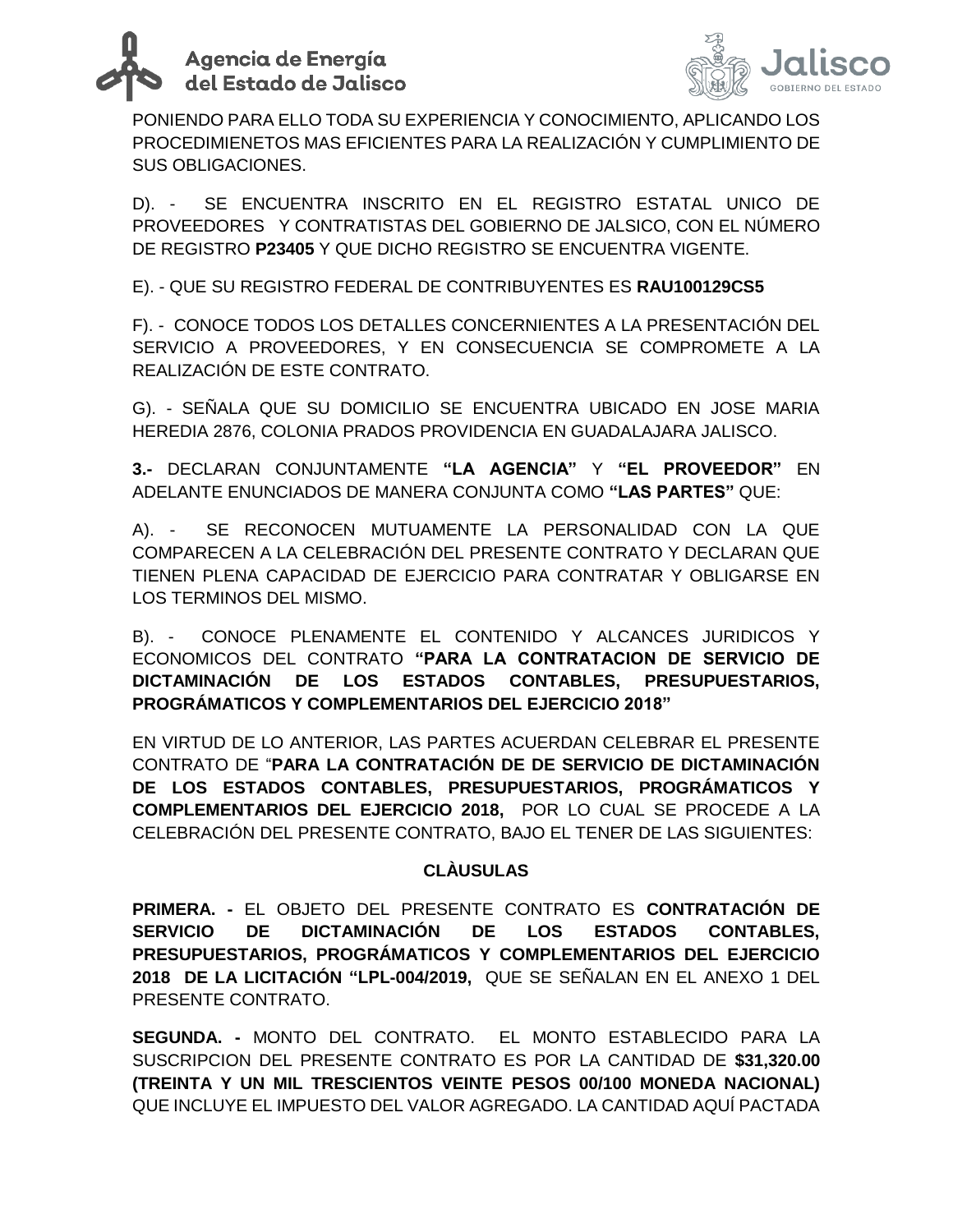PONIENDO PARA ELLO TODA SU EXPERIENCIA Y CONOCIMIENTO, APLICANDO LOS PROCEDIMIENETOS MAS EFICIENTES PARA LA REALIZACIÓN Y CUMPLIMIENTO DE SUS OBLIGACIONES.

D). - SE ENCUENTRA INSCRITO EN EL REGISTRO ESTATAL UNICO DE PROVEEDORES Y CONTRATISTAS DEL GOBIERNO DE JALSICO, CON EL NÚMERO DE REGISTRO **P23405** Y QUE DICHO REGISTRO SE ENCUENTRA VIGENTE.

E). - QUE SU REGISTRO FEDERAL DE CONTRIBUYENTES ES **RAU100129CS5**

F). - CONOCE TODOS LOS DETALLES CONCERNIENTES A LA PRESENTACIÓN DEL SERVICIO A PROVEEDORES, Y EN CONSECUENCIA SE COMPROMETE A LA REALIZACIÓN DE ESTE CONTRATO.

G). - SEÑALA QUE SU DOMICILIO SE ENCUENTRA UBICADO EN JOSE MARIA HEREDIA 2876, COLONIA PRADOS PROVIDENCIA EN GUADALAJARA JALISCO.

**3.-** DECLARAN CONJUNTAMENTE **"LA AGENCIA"** Y **"EL PROVEEDOR"** EN ADELANTE ENUNCIADOS DE MANERA CONJUNTA COMO **"LAS PARTES"** QUE:

A). - SE RECONOCEN MUTUAMENTE LA PERSONALIDAD CON LA QUE COMPARECEN A LA CELEBRACIÓN DEL PRESENTE CONTRATO Y DECLARAN QUE TIENEN PLENA CAPACIDAD DE EJERCICIO PARA CONTRATAR Y OBLIGARSE EN LOS TERMINOS DEL MISMO.

B). - CONOCE PLENAMENTE EL CONTENIDO Y ALCANCES JURIDICOS Y ECONOMICOS DEL CONTRATO **"PARA LA CONTRATACION DE SERVICIO DE DICTAMINACIÓN DE LOS ESTADOS CONTABLES, PRESUPUESTARIOS, PROGRÁMATICOS Y COMPLEMENTARIOS DEL EJERCICIO 2018"**

EN VIRTUD DE LO ANTERIOR, LAS PARTES ACUERDAN CELEBRAR EL PRESENTE CONTRATO DE "**PARA LA CONTRATACIÓN DE DE SERVICIO DE DICTAMINACIÓN DE LOS ESTADOS CONTABLES, PRESUPUESTARIOS, PROGRÁMATICOS Y COMPLEMENTARIOS DEL EJERCICIO 2018,** POR LO CUAL SE PROCEDE A LA CELEBRACIÓN DEL PRESENTE CONTRATO, BAJO EL TENER DE LAS SIGUIENTES:

## CLÀUSULAS

**PRIMERA. -** EL OBJETO DEL PRESENTE CONTRATO ES **CONTRATACIÓN DE SERVICIO DE DICTAMINACIÓN DE LOS ESTADOS CONTABLES, PRESUPUESTARIOS, PROGRÁMATICOS Y COMPLEMENTARIOS DEL EJERCICIO 2018 DE LA LICITACIÓN "LPL-004/2019,** QUE SE SEÑALAN EN EL ANEXO 1 DEL PRESENTE CONTRATO.

**SEGUNDA. -** MONTO DEL CONTRATO. EL MONTO ESTABLECIDO PARA LA SUSCRIPCION DEL PRESENTE CONTRATO ES POR LA CANTIDAD DE **$31,320.00 (TREINTA Y UN MIL TRESCIENTOS VEINTE PESOS 00/100 MONEDA NACIONAL)** QUE INCLUYE EL IMPUESTO DEL VALOR AGREGADO. LA CANTIDAD AQUÍ PACTADA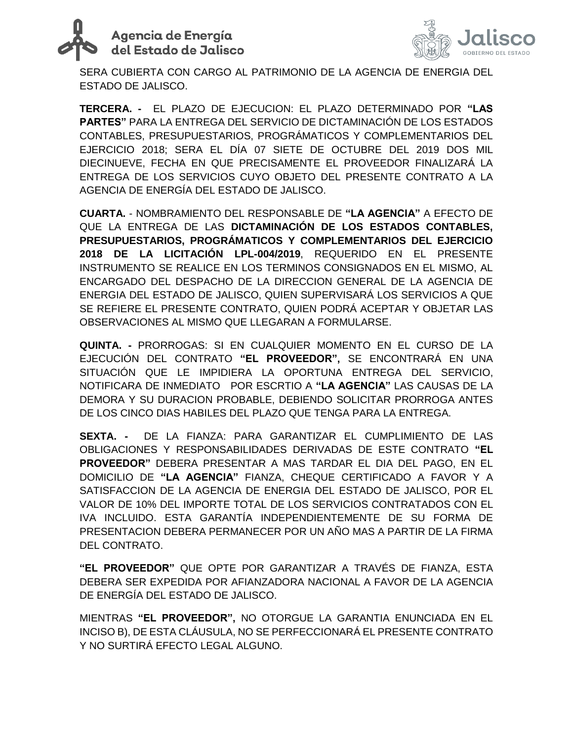SERA CUBIERTA CON CARGO AL PATRIMONIO DE LA AGENCIA DE ENERGIA DEL ESTADO DE JALISCO.

**TERCERA. -** EL PLAZO DE EJECUCION: EL PLAZO DETERMINADO POR **"LAS PARTES"** PARA LA ENTREGA DEL SERVICIO DE DICTAMINACIÓN DE LOS ESTADOS CONTABLES, PRESUPUESTARIOS, PROGRÁMATICOS Y COMPLEMENTARIOS DEL EJERCICIO 2018; SERA EL DÍA 07 SIETE DE OCTUBRE DEL 2019 DOS MIL DIECINUEVE, FECHA EN QUE PRECISAMENTE EL PROVEEDOR FINALIZARÁ LA ENTREGA DE LOS SERVICIOS CUYO OBJETO DEL PRESENTE CONTRATO A LA AGENCIA DE ENERGÍA DEL ESTADO DE JALISCO.

**CUARTA.** - NOMBRAMIENTO DEL RESPONSABLE DE **"LA AGENCIA"** A EFECTO DE QUE LA ENTREGA DE LAS **DICTAMINACIÓN DE LOS ESTADOS CONTABLES, PRESUPUESTARIOS, PROGRÁMATICOS Y COMPLEMENTARIOS DEL EJERCICIO 2018 DE LA LICITACIÓN LPL-004/2019**, REQUERIDO EN EL PRESENTE INSTRUMENTO SE REALICE EN LOS TERMINOS CONSIGNADOS EN EL MISMO, AL ENCARGADO DEL DESPACHO DE LA DIRECCION GENERAL DE LA AGENCIA DE ENERGIA DEL ESTADO DE JALISCO, QUIEN SUPERVISARÁ LOS SERVICIOS A QUE SE REFIERE EL PRESENTE CONTRATO, QUIEN PODRÁ ACEPTAR Y OBJETAR LAS OBSERVACIONES AL MISMO QUE LLEGARAN A FORMULARSE.

**QUINTA. -** PRORROGAS: SI EN CUALQUIER MOMENTO EN EL CURSO DE LA EJECUCIÓN DEL CONTRATO **"EL PROVEEDOR",** SE ENCONTRARÁ EN UNA SITUACIÓN QUE LE IMPIDIERA LA OPORTUNA ENTREGA DEL SERVICIO, NOTIFICARA DE INMEDIATO POR ESCRTIO A **"LA AGENCIA"** LAS CAUSAS DE LA DEMORA Y SU DURACION PROBABLE, DEBIENDO SOLICITAR PRORROGA ANTES DE LOS CINCO DIAS HABILES DEL PLAZO QUE TENGA PARA LA ENTREGA.

**SEXTA. -** DE LA FIANZA: PARA GARANTIZAR EL CUMPLIMIENTO DE LAS OBLIGACIONES Y RESPONSABILIDADES DERIVADAS DE ESTE CONTRATO **"EL PROVEEDOR"** DEBERA PRESENTAR A MAS TARDAR EL DIA DEL PAGO, EN EL DOMICILIO DE **"LA AGENCIA"** FIANZA, CHEQUE CERTIFICADO A FAVOR Y A SATISFACCION DE LA AGENCIA DE ENERGIA DEL ESTADO DE JALISCO, POR EL VALOR DE 10% DEL IMPORTE TOTAL DE LOS SERVICIOS CONTRATADOS CON EL IVA INCLUIDO. ESTA GARANTÍA INDEPENDIENTEMENTE DE SU FORMA DE PRESENTACION DEBERA PERMANECER POR UN AÑO MAS A PARTIR DE LA FIRMA DEL CONTRATO.

**"EL PROVEEDOR"** QUE OPTE POR GARANTIZAR A TRAVÉS DE FIANZA, ESTA DEBERA SER EXPEDIDA POR AFIANZADORA NACIONAL A FAVOR DE LA AGENCIA DE ENERGÍA DEL ESTADO DE JALISCO.

MIENTRAS **"EL PROVEEDOR",** NO OTORGUE LA GARANTIA ENUNCIADA EN EL INCISO B), DE ESTA CLÁUSULA, NO SE PERFECCIONARÁ EL PRESENTE CONTRATO Y NO SURTIRÁ EFECTO LEGAL ALGUNO.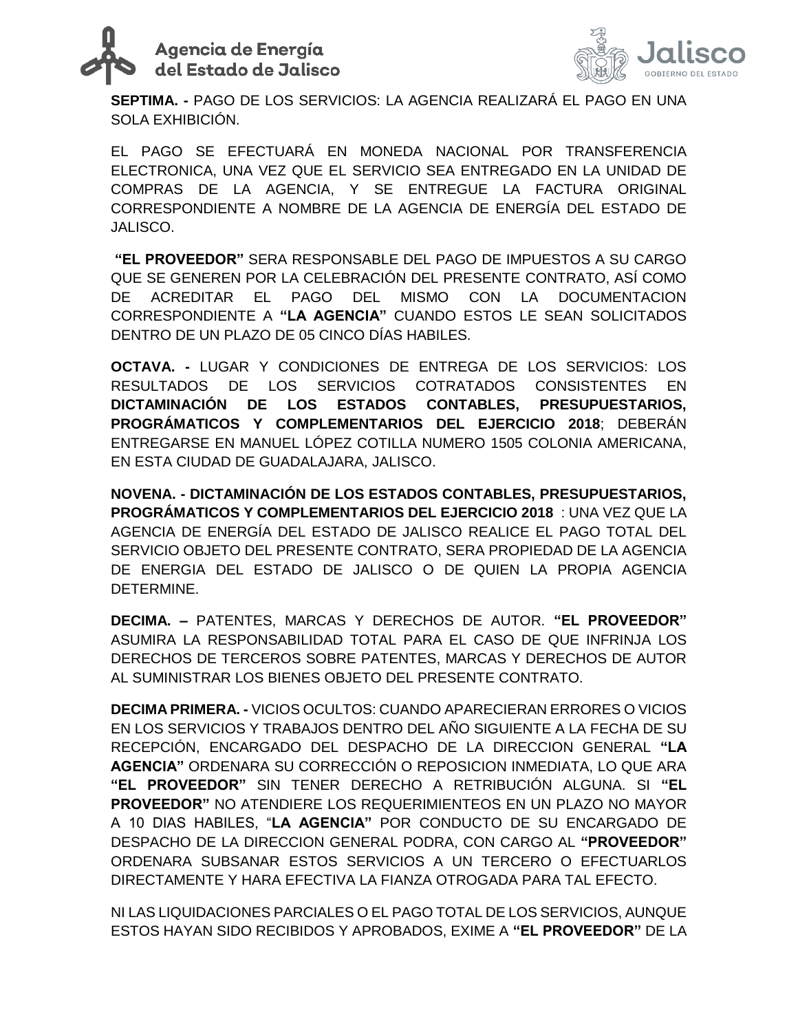**SEPTIMA. -** PAGO DE LOS SERVICIOS: LA AGENCIA REALIZARÁ EL PAGO EN UNA SOLA EXHIBICIÓN.

EL PAGO SE EFECTUARÁ EN MONEDA NACIONAL POR TRANSFERENCIA ELECTRONICA, UNA VEZ QUE EL SERVICIO SEA ENTREGADO EN LA UNIDAD DE COMPRAS DE LA AGENCIA, Y SE ENTREGUE LA FACTURA ORIGINAL CORRESPONDIENTE A NOMBRE DE LA AGENCIA DE ENERGÍA DEL ESTADO DE JALISCO.

**"EL PROVEEDOR"** SERA RESPONSABLE DEL PAGO DE IMPUESTOS A SU CARGO QUE SE GENEREN POR LA CELEBRACIÓN DEL PRESENTE CONTRATO, ASÍ COMO DE ACREDITAR EL PAGO DEL MISMO CON LA DOCUMENTACION CORRESPONDIENTE A **"LA AGENCIA"** CUANDO ESTOS LE SEAN SOLICITADOS DENTRO DE UN PLAZO DE 05 CINCO DÍAS HABILES.

**OCTAVA. -** LUGAR Y CONDICIONES DE ENTREGA DE LOS SERVICIOS: LOS RESULTADOS DE LOS SERVICIOS COTRATADOS CONSISTENTES EN **DICTAMINACIÓN DE LOS ESTADOS CONTABLES, PRESUPUESTARIOS, PROGRÁMATICOS Y COMPLEMENTARIOS DEL EJERCICIO 2018**; DEBERÁN ENTREGARSE EN MANUEL LÓPEZ COTILLA NUMERO 1505 COLONIA AMERICANA, EN ESTA CIUDAD DE GUADALAJARA, JALISCO.

**NOVENA. - DICTAMINACIÓN DE LOS ESTADOS CONTABLES, PRESUPUESTARIOS, PROGRÁMATICOS Y COMPLEMENTARIOS DEL EJERCICIO 2018** : UNA VEZ QUE LA AGENCIA DE ENERGÍA DEL ESTADO DE JALISCO REALICE EL PAGO TOTAL DEL SERVICIO OBJETO DEL PRESENTE CONTRATO, SERA PROPIEDAD DE LA AGENCIA DE ENERGIA DEL ESTADO DE JALISCO O DE QUIEN LA PROPIA AGENCIA DETERMINE.

**DECIMA. –** PATENTES, MARCAS Y DERECHOS DE AUTOR. **"EL PROVEEDOR"** ASUMIRA LA RESPONSABILIDAD TOTAL PARA EL CASO DE QUE INFRINJA LOS DERECHOS DE TERCEROS SOBRE PATENTES, MARCAS Y DERECHOS DE AUTOR AL SUMINISTRAR LOS BIENES OBJETO DEL PRESENTE CONTRATO.

**DECIMA PRIMERA. -** VICIOS OCULTOS: CUANDO APARECIERAN ERRORES O VICIOS EN LOS SERVICIOS Y TRABAJOS DENTRO DEL AÑO SIGUIENTE A LA FECHA DE SU RECEPCIÓN, ENCARGADO DEL DESPACHO DE LA DIRECCION GENERAL **"LA AGENCIA"** ORDENARA SU CORRECCIÓN O REPOSICION INMEDIATA, LO QUE ARA **"EL PROVEEDOR"** SIN TENER DERECHO A RETRIBUCIÓN ALGUNA. SI **"EL PROVEEDOR"** NO ATENDIERE LOS REQUERIMIENTEOS EN UN PLAZO NO MAYOR A 10 DIAS HABILES, "**LA AGENCIA"** POR CONDUCTO DE SU ENCARGADO DE DESPACHO DE LA DIRECCION GENERAL PODRA, CON CARGO AL **"PROVEEDOR"** ORDENARA SUBSANAR ESTOS SERVICIOS A UN TERCERO O EFECTUARLOS DIRECTAMENTE Y HARA EFECTIVA LA FIANZA OTROGADA PARA TAL EFECTO.

NI LAS LIQUIDACIONES PARCIALES O EL PAGO TOTAL DE LOS SERVICIOS, AUNQUE ESTOS HAYAN SIDO RECIBIDOS Y APROBADOS, EXIME A **"EL PROVEEDOR"** DE LA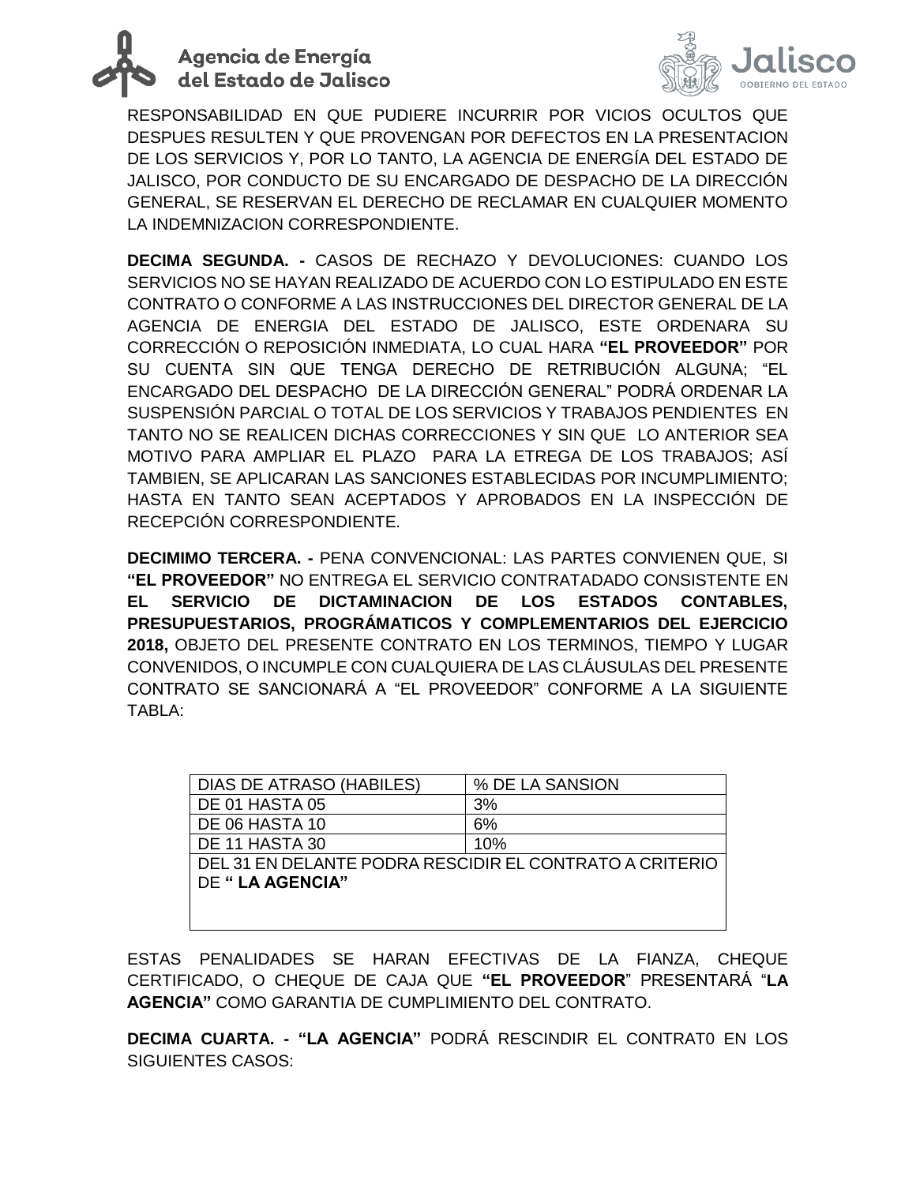RESPONSABILIDAD EN QUE PUDIERE INCURRIR POR VICIOS OCULTOS QUE DESPUES RESULTEN Y QUE PROVENGAN POR DEFECTOS EN LA PRESENTACION DE LOS SERVICIOS Y, POR LO TANTO, LA AGENCIA DE ENERGÍA DEL ESTADO DE JALISCO, POR CONDUCTO DE SU ENCARGADO DE DESPACHO DE LA DIRECCIÓN GENERAL, SE RESERVAN EL DERECHO DE RECLAMAR EN CUALQUIER MOMENTO LA INDEMNIZACION CORRESPONDIENTE.

**DECIMA SEGUNDA. -** CASOS DE RECHAZO Y DEVOLUCIONES: CUANDO LOS SERVICIOS NO SE HAYAN REALIZADO DE ACUERDO CON LO ESTIPULADO EN ESTE CONTRATO O CONFORME A LAS INSTRUCCIONES DEL DIRECTOR GENERAL DE LA AGENCIA DE ENERGIA DEL ESTADO DE JALISCO, ESTE ORDENARA SU CORRECCIÓN O REPOSICIÓN INMEDIATA, LO CUAL HARA **"EL PROVEEDOR"** POR SU CUENTA SIN QUE TENGA DERECHO DE RETRIBUCIÓN ALGUNA; "EL ENCARGADO DEL DESPACHO DE LA DIRECCIÓN GENERAL" PODRÁ ORDENAR LA SUSPENSIÓN PARCIAL O TOTAL DE LOS SERVICIOS Y TRABAJOS PENDIENTES EN TANTO NO SE REALICEN DICHAS CORRECCIONES Y SIN QUE LO ANTERIOR SEA MOTIVO PARA AMPLIAR EL PLAZO PARA LA ETREGA DE LOS TRABAJOS; ASÍ TAMBIEN, SE APLICARAN LAS SANCIONES ESTABLECIDAS POR INCUMPLIMIENTO; HASTA EN TANTO SEAN ACEPTADOS Y APROBADOS EN LA INSPECCIÓN DE RECEPCIÓN CORRESPONDIENTE.

**DECIMIMO TERCERA. -** PENA CONVENCIONAL: LAS PARTES CONVIENEN QUE, SI **"EL PROVEEDOR"** NO ENTREGA EL SERVICIO CONTRATADADO CONSISTENTE EN **EL SERVICIO DE DICTAMINACION DE LOS ESTADOS CONTABLES, PRESUPUESTARIOS, PROGRÁMATICOS Y COMPLEMENTARIOS DEL EJERCICIO 2018,** OBJETO DEL PRESENTE CONTRATO EN LOS TERMINOS, TIEMPO Y LUGAR CONVENIDOS, O INCUMPLE CON CUALQUIERA DE LAS CLÁUSULAS DEL PRESENTE CONTRATO SE SANCIONARÁ A "EL PROVEEDOR" CONFORME A LA SIGUIENTE TABLA:

| DIAS DE ATRASO (HABILES) | % DE LA SANSION |
|---|---|
| DE 01 HASTA 05 | 3% |
| DE 06 HASTA 10 | 6% |
| DE 11 HASTA 30 | 10% |
| DEL 31 EN DELANTE PODRA RESCIDIR EL CONTRATO A CRITERIO DE **" LA AGENCIA"** | |

ESTAS PENALIDADES SE HARAN EFECTIVAS DE LA FIANZA, CHEQUE CERTIFICADO, O CHEQUE DE CAJA QUE **"EL PROVEEDOR"** PRESENTARÁ "**LA AGENCIA"** COMO GARANTIA DE CUMPLIMIENTO DEL CONTRATO.

**DECIMA CUARTA. - "LA AGENCIA"** PODRÁ RESCINDIR EL CONTRAT0 EN LOS SIGUIENTES CASOS: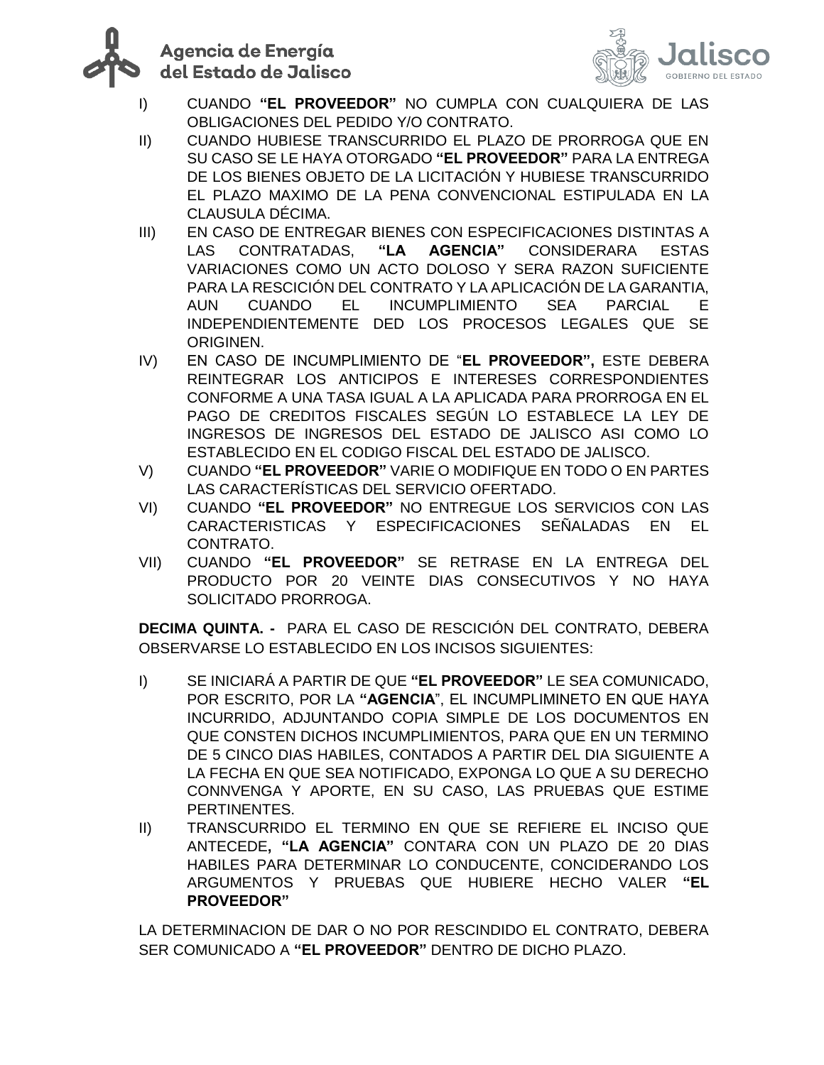I) CUANDO **"EL PROVEEDOR"** NO CUMPLA CON CUALQUIERA DE LAS OBLIGACIONES DEL PEDIDO Y/O CONTRATO.

II) CUANDO HUBIESE TRANSCURRIDO EL PLAZO DE PRORROGA QUE EN SU CASO SE LE HAYA OTORGADO **"EL PROVEEDOR"** PARA LA ENTREGA DE LOS BIENES OBJETO DE LA LICITACIÓN Y HUBIESE TRANSCURRIDO EL PLAZO MAXIMO DE LA PENA CONVENCIONAL ESTIPULADA EN LA CLAUSULA DÉCIMA.

III) EN CASO DE ENTREGAR BIENES CON ESPECIFICACIONES DISTINTAS A LAS CONTRATADAS, **"LA AGENCIA"** CONSIDERARA ESTAS VARIACIONES COMO UN ACTO DOLOSO Y SERA RAZON SUFICIENTE PARA LA RESCICIÓN DEL CONTRATO Y LA APLICACIÓN DE LA GARANTIA, AUN CUANDO EL INCUMPLIMIENTO SEA PARCIAL E INDEPENDIENTEMENTE DED LOS PROCESOS LEGALES QUE SE ORIGINEN.

IV) EN CASO DE INCUMPLIMIENTO DE "**EL PROVEEDOR",** ESTE DEBERA REINTEGRAR LOS ANTICIPOS E INTERESES CORRESPONDIENTES CONFORME A UNA TASA IGUAL A LA APLICADA PARA PRORROGA EN EL PAGO DE CREDITOS FISCALES SEGÚN LO ESTABLECE LA LEY DE INGRESOS DE INGRESOS DEL ESTADO DE JALISCO ASI COMO LO ESTABLECIDO EN EL CODIGO FISCAL DEL ESTADO DE JALISCO.

V) CUANDO **"EL PROVEEDOR"** VARIE O MODIFIQUE EN TODO O EN PARTES LAS CARACTERÍSTICAS DEL SERVICIO OFERTADO.

VI) CUANDO **"EL PROVEEDOR"** NO ENTREGUE LOS SERVICIOS CON LAS CARACTERISTICAS Y ESPECIFICACIONES SEÑALADAS EN EL CONTRATO.

VII) CUANDO **"EL PROVEEDOR"** SE RETRASE EN LA ENTREGA DEL PRODUCTO POR 20 VEINTE DIAS CONSECUTIVOS Y NO HAYA SOLICITADO PRORROGA.

**DECIMA QUINTA. -** PARA EL CASO DE RESCICIÓN DEL CONTRATO, DEBERA OBSERVARSE LO ESTABLECIDO EN LOS INCISOS SIGUIENTES:

I) SE INICIARÁ A PARTIR DE QUE **"EL PROVEEDOR"** LE SEA COMUNICADO, POR ESCRITO, POR LA **"AGENCIA**", EL INCUMPLIMINETO EN QUE HAYA INCURRIDO, ADJUNTANDO COPIA SIMPLE DE LOS DOCUMENTOS EN QUE CONSTEN DICHOS INCUMPLIMIENTOS, PARA QUE EN UN TERMINO DE 5 CINCO DIAS HABILES, CONTADOS A PARTIR DEL DIA SIGUIENTE A LA FECHA EN QUE SEA NOTIFICADO, EXPONGA LO QUE A SU DERECHO CONNVENGA Y APORTE, EN SU CASO, LAS PRUEBAS QUE ESTIME PERTINENTES.

II) TRANSCURRIDO EL TERMINO EN QUE SE REFIERE EL INCISO QUE ANTECEDE**, "LA AGENCIA"** CONTARA CON UN PLAZO DE 20 DIAS HABILES PARA DETERMINAR LO CONDUCENTE, CONCIDERANDO LOS ARGUMENTOS Y PRUEBAS QUE HUBIERE HECHO VALER **"EL PROVEEDOR"**

LA DETERMINACION DE DAR O NO POR RESCINDIDO EL CONTRATO, DEBERA SER COMUNICADO A **"EL PROVEEDOR"** DENTRO DE DICHO PLAZO.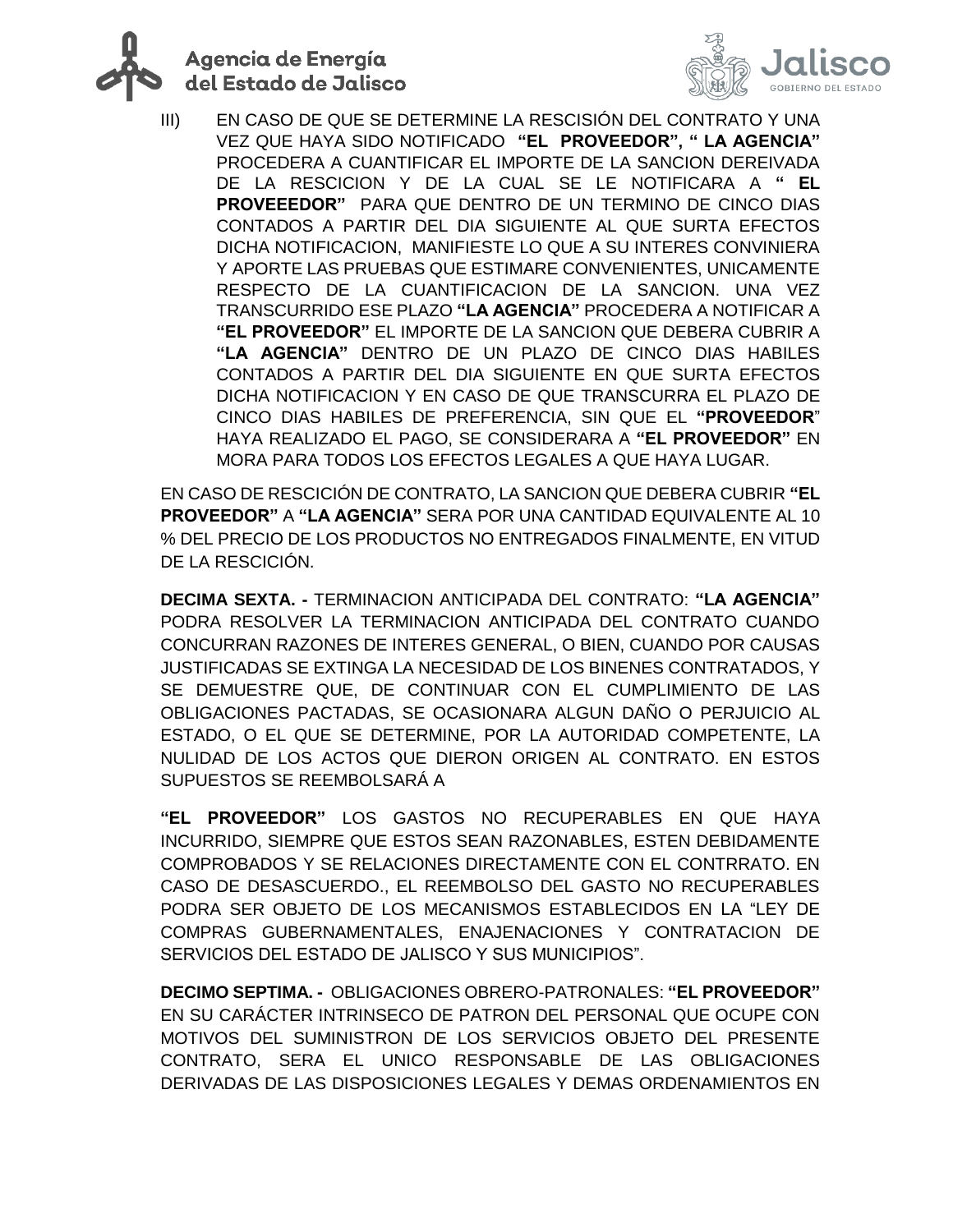III) EN CASO DE QUE SE DETERMINE LA RESCISIÓN DEL CONTRATO Y UNA VEZ QUE HAYA SIDO NOTIFICADO **"EL PROVEEDOR", " LA AGENCIA"** PROCEDERA A CUANTIFICAR EL IMPORTE DE LA SANCION DEREIVADA DE LA RESCICION Y DE LA CUAL SE LE NOTIFICARA A **" EL PROVEEEDOR"** PARA QUE DENTRO DE UN TERMINO DE CINCO DIAS CONTADOS A PARTIR DEL DIA SIGUIENTE AL QUE SURTA EFECTOS DICHA NOTIFICACION, MANIFIESTE LO QUE A SU INTERES CONVINIERA Y APORTE LAS PRUEBAS QUE ESTIMARE CONVENIENTES, UNICAMENTE RESPECTO DE LA CUANTIFICACION DE LA SANCION. UNA VEZ TRANSCURRIDO ESE PLAZO **"LA AGENCIA"** PROCEDERA A NOTIFICAR A **"EL PROVEEDOR"** EL IMPORTE DE LA SANCION QUE DEBERA CUBRIR A **"LA AGENCIA"** DENTRO DE UN PLAZO DE CINCO DIAS HABILES CONTADOS A PARTIR DEL DIA SIGUIENTE EN QUE SURTA EFECTOS DICHA NOTIFICACION Y EN CASO DE QUE TRANSCURRA EL PLAZO DE CINCO DIAS HABILES DE PREFERENCIA, SIN QUE EL **"PROVEEDOR"** HAYA REALIZADO EL PAGO, SE CONSIDERARA A **"EL PROVEEDOR"** EN MORA PARA TODOS LOS EFECTOS LEGALES A QUE HAYA LUGAR.

EN CASO DE RESCICIÓN DE CONTRATO, LA SANCION QUE DEBERA CUBRIR **"EL PROVEEDOR"** A **"LA AGENCIA"** SERA POR UNA CANTIDAD EQUIVALENTE AL 10 % DEL PRECIO DE LOS PRODUCTOS NO ENTREGADOS FINALMENTE, EN VITUD DE LA RESCICIÓN.

**DECIMA SEXTA. -** TERMINACION ANTICIPADA DEL CONTRATO: **"LA AGENCIA"** PODRA RESOLVER LA TERMINACION ANTICIPADA DEL CONTRATO CUANDO CONCURRAN RAZONES DE INTERES GENERAL, O BIEN, CUANDO POR CAUSAS JUSTIFICADAS SE EXTINGA LA NECESIDAD DE LOS BINENES CONTRATADOS, Y SE DEMUESTRE QUE, DE CONTINUAR CON EL CUMPLIMIENTO DE LAS OBLIGACIONES PACTADAS, SE OCASIONARA ALGUN DAÑO O PERJUICIO AL ESTADO, O EL QUE SE DETERMINE, POR LA AUTORIDAD COMPETENTE, LA NULIDAD DE LOS ACTOS QUE DIERON ORIGEN AL CONTRATO. EN ESTOS SUPUESTOS SE REEMBOLSARÁ A

**"EL PROVEEDOR"** LOS GASTOS NO RECUPERABLES EN QUE HAYA INCURRIDO, SIEMPRE QUE ESTOS SEAN RAZONABLES, ESTEN DEBIDAMENTE COMPROBADOS Y SE RELACIONES DIRECTAMENTE CON EL CONTRRATO. EN CASO DE DESASCUERDO., EL REEMBOLSO DEL GASTO NO RECUPERABLES PODRA SER OBJETO DE LOS MECANISMOS ESTABLECIDOS EN LA "LEY DE COMPRAS GUBERNAMENTALES, ENAJENACIONES Y CONTRATACION DE SERVICIOS DEL ESTADO DE JALISCO Y SUS MUNICIPIOS".

**DECIMO SEPTIMA. -** OBLIGACIONES OBRERO-PATRONALES: **"EL PROVEEDOR"** EN SU CARÁCTER INTRINSECO DE PATRON DEL PERSONAL QUE OCUPE CON MOTIVOS DEL SUMINISTRON DE LOS SERVICIOS OBJETO DEL PRESENTE CONTRATO, SERA EL UNICO RESPONSABLE DE LAS OBLIGACIONES DERIVADAS DE LAS DISPOSICIONES LEGALES Y DEMAS ORDENAMIENTOS EN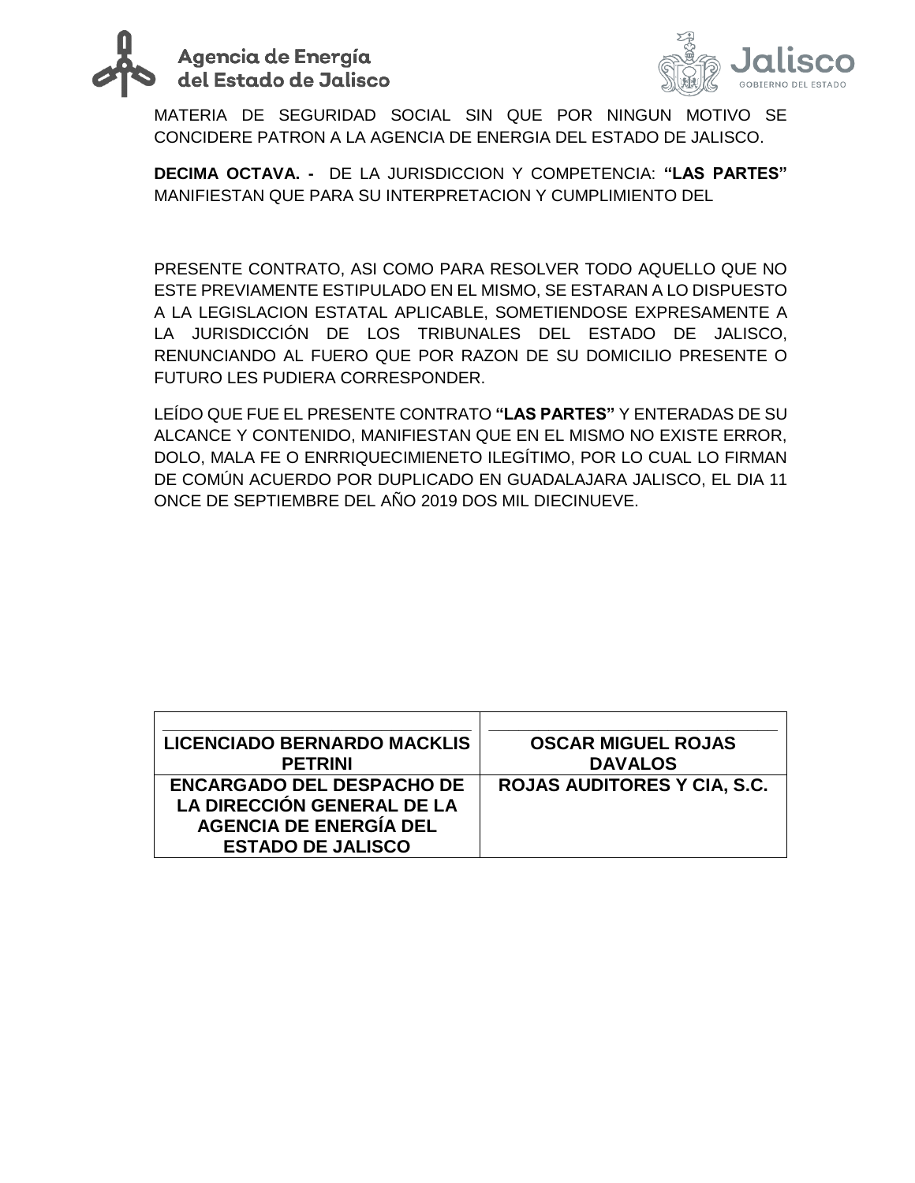MATERIA DE SEGURIDAD SOCIAL SIN QUE POR NINGUN MOTIVO SE CONCIDERE PATRON A LA AGENCIA DE ENERGIA DEL ESTADO DE JALISCO.

**DECIMA OCTAVA. -** DE LA JURISDICCION Y COMPETENCIA: **"LAS PARTES"** MANIFIESTAN QUE PARA SU INTERPRETACION Y CUMPLIMIENTO DEL PRESENTE CONTRATO, ASI COMO PARA RESOLVER TODO AQUELLO QUE NO ESTE PREVIAMENTE ESTIPULADO EN EL MISMO, SE ESTARAN A LO DISPUESTO A LA LEGISLACION ESTATAL APLICABLE, SOMETIENDOSE EXPRESAMENTE A LA JURISDICCIÓN DE LOS TRIBUNALES DEL ESTADO DE JALISCO, RENUNCIANDO AL FUERO QUE POR RAZON DE SU DOMICILIO PRESENTE O FUTURO LES PUDIERA CORRESPONDER.

LEÍDO QUE FUE EL PRESENTE CONTRATO **"LAS PARTES"** Y ENTERADAS DE SU ALCANCE Y CONTENIDO, MANIFIESTAN QUE EN EL MISMO NO EXISTE ERROR, DOLO, MALA FE O ENRRIQUECIMIENETO ILEGÍTIMO, POR LO CUAL LO FIRMAN DE COMÚN ACUERDO POR DUPLICADO EN GUADALAJARA JALISCO, EL DIA 11 ONCE DE SEPTIEMBRE DEL AÑO 2019 DOS MIL DIECINUEVE.

| | |
|---|---|
| **LICENCIADO BERNARDO MACKLIS PETRINI** | **OSCAR MIGUEL ROJAS DAVALOS** |
| **ENCARGADO DEL DESPACHO DE LA DIRECCIÓN GENERAL DE LA AGENCIA DE ENERGÍA DEL ESTADO DE JALISCO** | **ROJAS AUDITORES Y CIA, S.C.** |